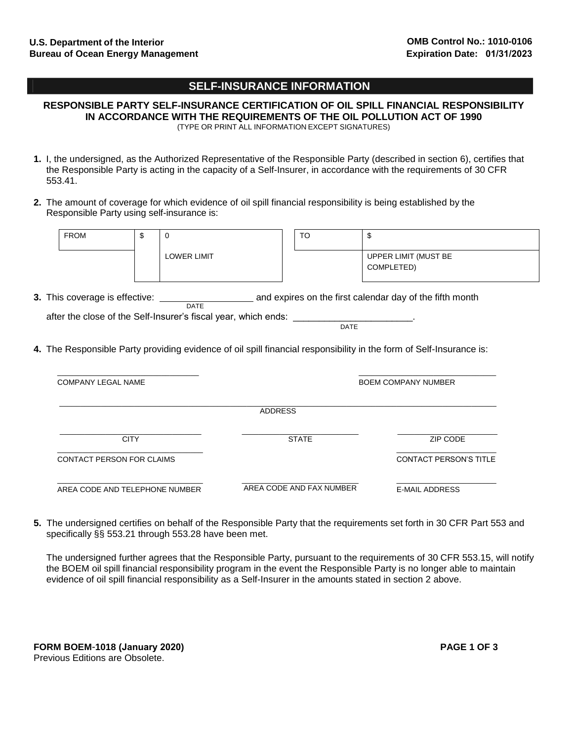U.S. Department of the Interior
Bureau of Ocean Energy Management

OMB Control No.: 1010-0106
Expiration Date: 01/31/2023

## SELF-INSURANCE INFORMATION

**RESPONSIBLE PARTY SELF-INSURANCE CERTIFICATION OF OIL SPILL FINANCIAL RESPONSIBILITY IN ACCORDANCE WITH THE REQUIREMENTS OF THE OIL POLLUTION ACT OF 1990**

(TYPE OR PRINT ALL INFORMATION EXCEPT SIGNATURES)

**1.** I, the undersigned, as the Authorized Representative of the Responsible Party (described in section 6), certifies that the Responsible Party is acting in the capacity of a Self-Insurer, in accordance with the requirements of 30 CFR 553.41.

**2.** The amount of coverage for which evidence of oil spill financial responsibility is being established by the Responsible Party using self-insurance is:

| FROM | $ | 0 | TO | $ |
|---|---|---|---|---|
| | | LOWER LIMIT | | UPPER LIMIT (MUST BE COMPLETED) |

**3.** This coverage is effective: __________________ (DATE) and expires on the first calendar day of the fifth month after the close of the Self-Insurer's fiscal year, which ends: ________________________ (DATE).

**4.** The Responsible Party providing evidence of oil spill financial responsibility in the form of Self-Insurance is:

______________________________ COMPANY LEGAL NAME

______________________________ BOEM COMPANY NUMBER

______________________________ ADDRESS

______________________________ CITY

______________________________ STATE

______________________________ ZIP CODE

______________________________ CONTACT PERSON FOR CLAIMS

______________________________ CONTACT PERSON'S TITLE

______________________________ AREA CODE AND TELEPHONE NUMBER

______________________________ AREA CODE AND FAX NUMBER

______________________________ E-MAIL ADDRESS

**5.** The undersigned certifies on behalf of the Responsible Party that the requirements set forth in 30 CFR Part 553 and specifically §§ 553.21 through 553.28 have been met.

The undersigned further agrees that the Responsible Party, pursuant to the requirements of 30 CFR 553.15, will notify the BOEM oil spill financial responsibility program in the event the Responsible Party is no longer able to maintain evidence of oil spill financial responsibility as a Self-Insurer in the amounts stated in section 2 above.

**FORM BOEM-1018 (January 2020)**
Previous Editions are Obsolete.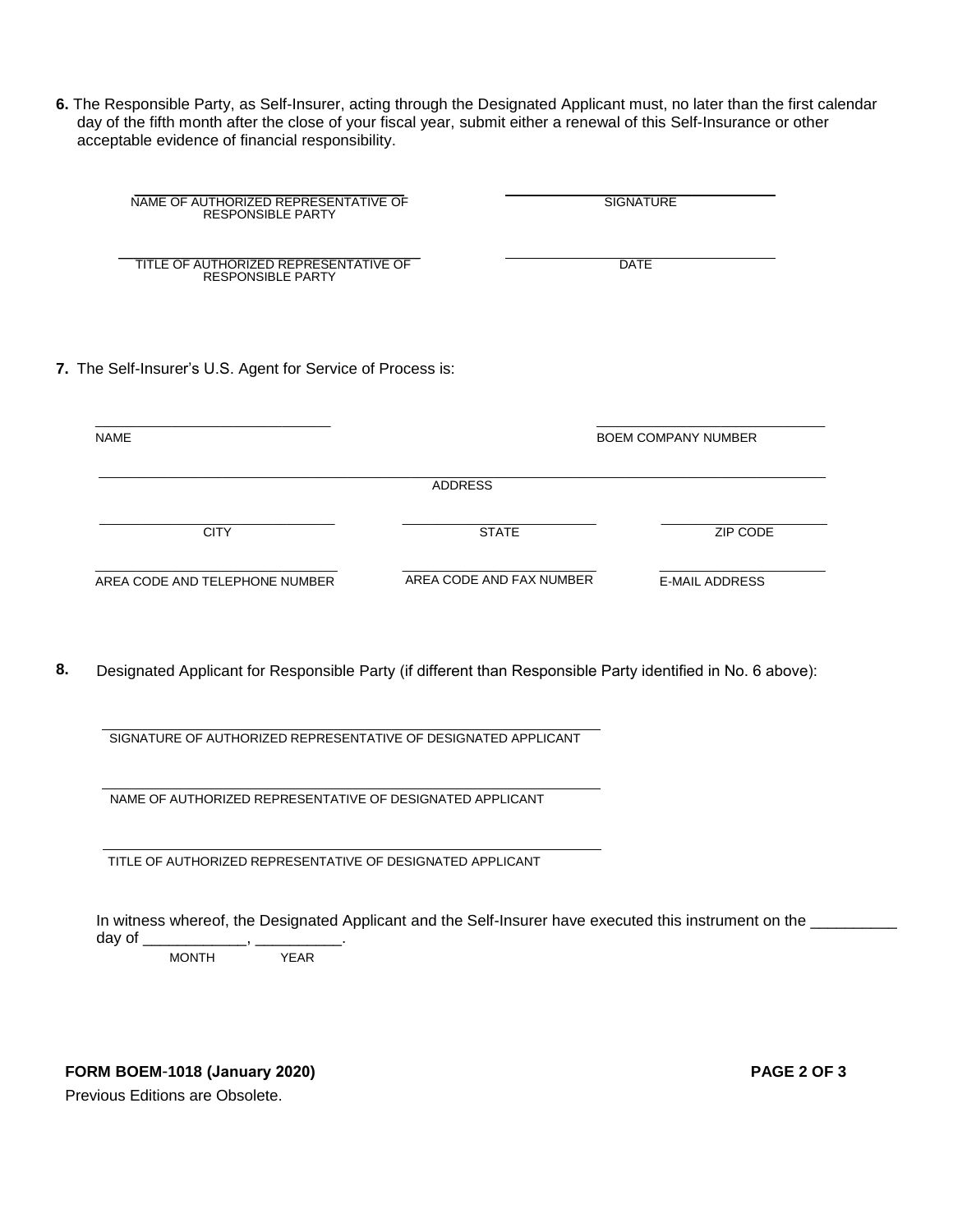**6.** The Responsible Party, as Self-Insurer, acting through the Designated Applicant must, no later than the first calendar day of the fifth month after the close of your fiscal year, submit either a renewal of this Self-Insurance or other acceptable evidence of financial responsibility.

| | |
|---|---|
| ____________________ | ____________________ |
| NAME OF AUTHORIZED REPRESENTATIVE OF RESPONSIBLE PARTY | SIGNATURE |
| ____________________ | ____________________ |
| TITLE OF AUTHORIZED REPRESENTATIVE OF RESPONSIBLE PARTY | DATE |

**7.** The Self-Insurer's U.S. Agent for Service of Process is:

| | | |
|---|---|---|
| ____________________ | | ____________________ |
| NAME | | BOEM COMPANY NUMBER |
| | ____________________ | |
| | ADDRESS | |
| ____________________ | ____________________ | ____________________ |
| CITY | STATE | ZIP CODE |
| ____________________ | ____________________ | ____________________ |
| AREA CODE AND TELEPHONE NUMBER | AREA CODE AND FAX NUMBER | E-MAIL ADDRESS |

**8.** Designated Applicant for Responsible Party (if different than Responsible Party identified in No. 6 above):

____________________________________________
SIGNATURE OF AUTHORIZED REPRESENTATIVE OF DESIGNATED APPLICANT

____________________________________________
NAME OF AUTHORIZED REPRESENTATIVE OF DESIGNATED APPLICANT

____________________________________________
TITLE OF AUTHORIZED REPRESENTATIVE OF DESIGNATED APPLICANT

In witness whereof, the Designated Applicant and the Self-Insurer have executed this instrument on the __________ day of ____________, __________.
MONTH YEAR

**FORM BOEM-1018 (January 2020)**

Previous Editions are Obsolete.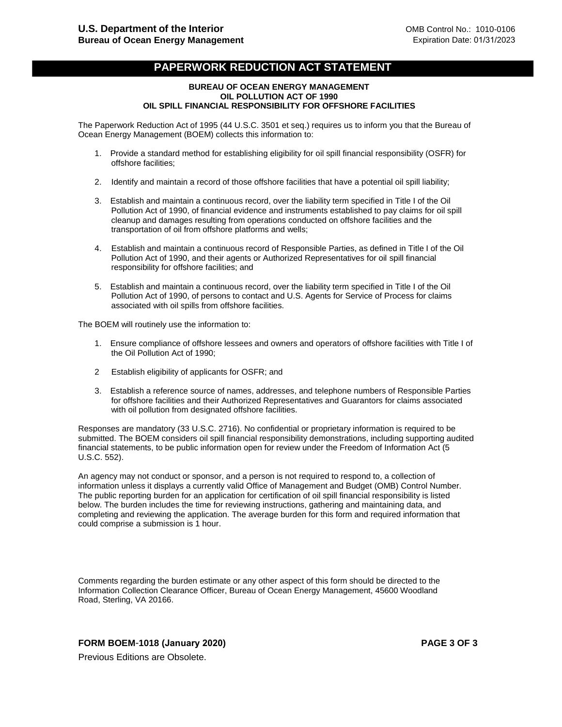**U.S. Department of the Interior**
**Bureau of Ocean Energy Management**

OMB Control No.: 1010-0106
Expiration Date: 01/31/2023

# PAPERWORK REDUCTION ACT STATEMENT

**BUREAU OF OCEAN ENERGY MANAGEMENT**
**OIL POLLUTION ACT OF 1990**
**OIL SPILL FINANCIAL RESPONSIBILITY FOR OFFSHORE FACILITIES**

The Paperwork Reduction Act of 1995 (44 U.S.C. 3501 et seq.) requires us to inform you that the Bureau of Ocean Energy Management (BOEM) collects this information to:

1. Provide a standard method for establishing eligibility for oil spill financial responsibility (OSFR) for offshore facilities;
2. Identify and maintain a record of those offshore facilities that have a potential oil spill liability;
3. Establish and maintain a continuous record, over the liability term specified in Title I of the Oil Pollution Act of 1990, of financial evidence and instruments established to pay claims for oil spill cleanup and damages resulting from operations conducted on offshore facilities and the transportation of oil from offshore platforms and wells;
4. Establish and maintain a continuous record of Responsible Parties, as defined in Title I of the Oil Pollution Act of 1990, and their agents or Authorized Representatives for oil spill financial responsibility for offshore facilities; and
5. Establish and maintain a continuous record, over the liability term specified in Title I of the Oil Pollution Act of 1990, of persons to contact and U.S. Agents for Service of Process for claims associated with oil spills from offshore facilities.

The BOEM will routinely use the information to:

1. Ensure compliance of offshore lessees and owners and operators of offshore facilities with Title I of the Oil Pollution Act of 1990;
2. Establish eligibility of applicants for OSFR; and
3. Establish a reference source of names, addresses, and telephone numbers of Responsible Parties for offshore facilities and their Authorized Representatives and Guarantors for claims associated with oil pollution from designated offshore facilities.

Responses are mandatory (33 U.S.C. 2716). No confidential or proprietary information is required to be submitted. The BOEM considers oil spill financial responsibility demonstrations, including supporting audited financial statements, to be public information open for review under the Freedom of Information Act (5 U.S.C. 552).

An agency may not conduct or sponsor, and a person is not required to respond to, a collection of information unless it displays a currently valid Office of Management and Budget (OMB) Control Number. The public reporting burden for an application for certification of oil spill financial responsibility is listed below. The burden includes the time for reviewing instructions, gathering and maintaining data, and completing and reviewing the application. The average burden for this form and required information that could comprise a submission is 1 hour.

Comments regarding the burden estimate or any other aspect of this form should be directed to the Information Collection Clearance Officer, Bureau of Ocean Energy Management, 45600 Woodland Road, Sterling, VA 20166.

**FORM BOEM-1018 (January 2020)**

Previous Editions are Obsolete.